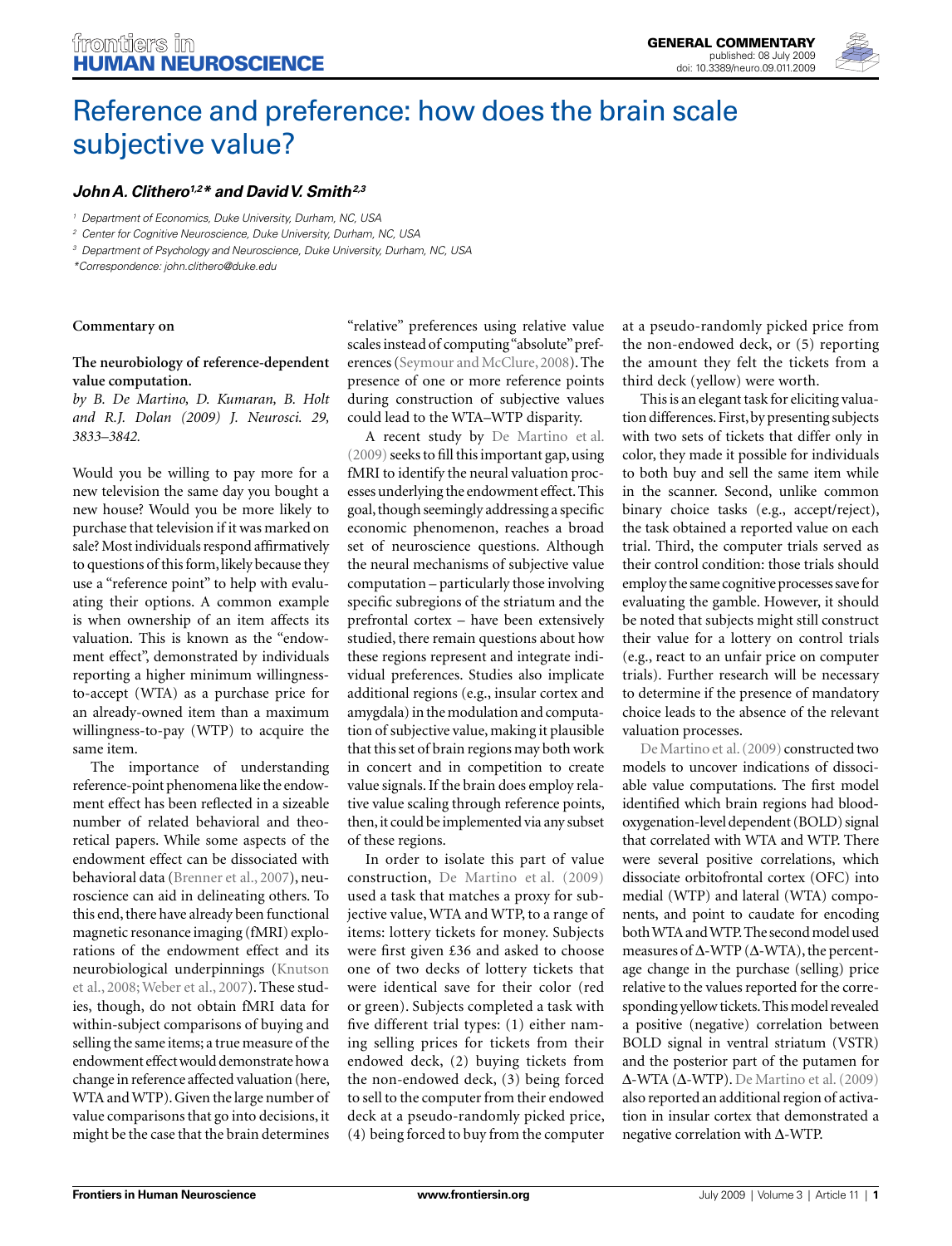# Reference and preference: how does the brain scale subjective value?

***John A. Clithero[1,2]\* and David V. Smith[2,3]***

[1] Department of Economics, Duke University, Durham, NC, USA
[2] Center for Cognitive Neuroscience, Duke University, Durham, NC, USA
[3] Department of Psychology and Neuroscience, Duke University, Durham, NC, USA
*Correspondence: john.clithero@duke.edu

**Commentary on**

**The neurobiology of reference-dependent value computation.**
*by B. De Martino, D. Kumaran, B. Holt and R.J. Dolan (2009) J. Neurosci. 29, 3833–3842.*

Would you be willing to pay more for a new television the same day you bought a new house? Would you be more likely to purchase that television if it was marked on sale? Most individuals respond affirmatively to questions of this form, likely because they use a "reference point" to help with evaluating their options. A common example is when ownership of an item affects its valuation. This is known as the "endowment effect", demonstrated by individuals reporting a higher minimum willingness-to-accept (WTA) as a purchase price for an already-owned item than a maximum willingness-to-pay (WTP) to acquire the same item.

The importance of understanding reference-point phenomena like the endowment effect has been reflected in a sizeable number of related behavioral and theoretical papers. While some aspects of the endowment effect can be dissociated with behavioral data (Brenner et al., 2007), neuroscience can aid in delineating others. To this end, there have already been functional magnetic resonance imaging (fMRI) explorations of the endowment effect and its neurobiological underpinnings (Knutson et al., 2008; Weber et al., 2007). These studies, though, do not obtain fMRI data for within-subject comparisons of buying and selling the same items; a true measure of the endowment effect would demonstrate how a change in reference affected valuation (here, WTA and WTP). Given the large number of value comparisons that go into decisions, it might be the case that the brain determines "relative" preferences using relative value scales instead of computing "absolute" preferences (Seymour and McClure, 2008). The presence of one or more reference points during construction of subjective values could lead to the WTA–WTP disparity.

A recent study by De Martino et al. (2009) seeks to fill this important gap, using fMRI to identify the neural valuation processes underlying the endowment effect. This goal, though seemingly addressing a specific economic phenomenon, reaches a broad set of neuroscience questions. Although the neural mechanisms of subjective value computation – particularly those involving specific subregions of the striatum and the prefrontal cortex – have been extensively studied, there remain questions about how these regions represent and integrate individual preferences. Studies also implicate additional regions (e.g., insular cortex and amygdala) in the modulation and computation of subjective value, making it plausible that this set of brain regions may both work in concert and in competition to create value signals. If the brain does employ relative value scaling through reference points, then, it could be implemented via any subset of these regions.

In order to isolate this part of value construction, De Martino et al. (2009) used a task that matches a proxy for subjective value, WTA and WTP, to a range of items: lottery tickets for money. Subjects were first given £36 and asked to choose one of two decks of lottery tickets that were identical save for their color (red or green). Subjects completed a task with five different trial types: (1) either naming selling prices for tickets from their endowed deck, (2) buying tickets from the non-endowed deck, (3) being forced to sell to the computer from their endowed deck at a pseudo-randomly picked price, (4) being forced to buy from the computer at a pseudo-randomly picked price from the non-endowed deck, or (5) reporting the amount they felt the tickets from a third deck (yellow) were worth.

This is an elegant task for eliciting valuation differences. First, by presenting subjects with two sets of tickets that differ only in color, they made it possible for individuals to both buy and sell the same item while in the scanner. Second, unlike common binary choice tasks (e.g., accept/reject), the task obtained a reported value on each trial. Third, the computer trials served as their control condition: those trials should employ the same cognitive processes save for evaluating the gamble. However, it should be noted that subjects might still construct their value for a lottery on control trials (e.g., react to an unfair price on computer trials). Further research will be necessary to determine if the presence of mandatory choice leads to the absence of the relevant valuation processes.

De Martino et al. (2009) constructed two models to uncover indications of dissociable value computations. The first model identified which brain regions had blood-oxygenation-level dependent (BOLD) signal that correlated with WTA and WTP. There were several positive correlations, which dissociate orbitofrontal cortex (OFC) into medial (WTP) and lateral (WTA) components, and point to caudate for encoding both WTA and WTP. The second model used measures of Δ-WTP (Δ-WTA), the percentage change in the purchase (selling) price relative to the values reported for the corresponding yellow tickets. This model revealed a positive (negative) correlation between BOLD signal in ventral striatum (VSTR) and the posterior part of the putamen for Δ-WTA (Δ-WTP). De Martino et al. (2009) also reported an additional region of activation in insular cortex that demonstrated a negative correlation with Δ-WTP.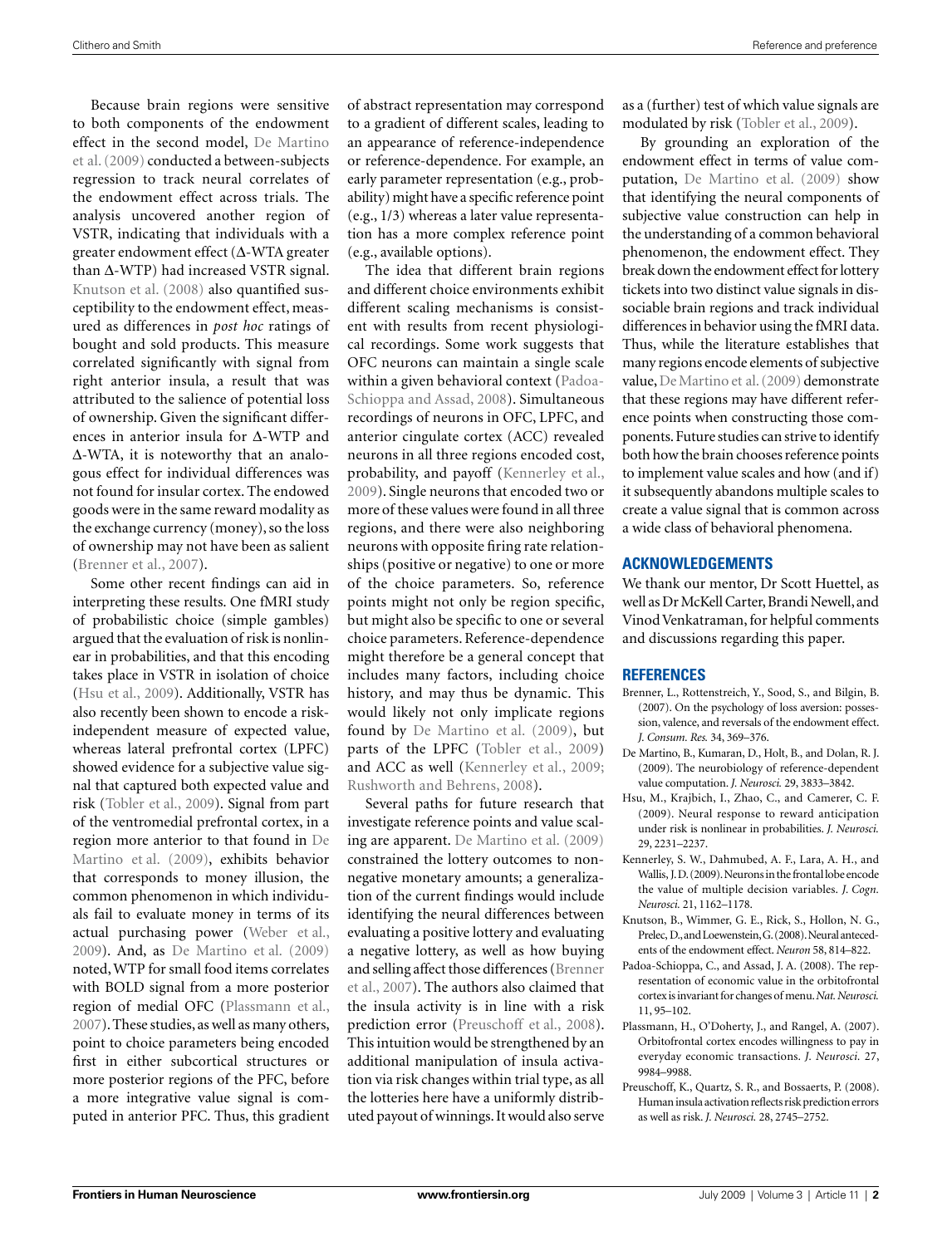Because brain regions were sensitive to both components of the endowment effect in the second model, De Martino et al. (2009) conducted a between-subjects regression to track neural correlates of the endowment effect across trials. The analysis uncovered another region of VSTR, indicating that individuals with a greater endowment effect (Δ-WTA greater than Δ-WTP) had increased VSTR signal. Knutson et al. (2008) also quantified susceptibility to the endowment effect, measured as differences in *post hoc* ratings of bought and sold products. This measure correlated significantly with signal from right anterior insula, a result that was attributed to the salience of potential loss of ownership. Given the significant differences in anterior insula for Δ-WTP and Δ-WTA, it is noteworthy that an analogous effect for individual differences was not found for insular cortex. The endowed goods were in the same reward modality as the exchange currency (money), so the loss of ownership may not have been as salient (Brenner et al., 2007).

Some other recent findings can aid in interpreting these results. One fMRI study of probabilistic choice (simple gambles) argued that the evaluation of risk is nonlinear in probabilities, and that this encoding takes place in VSTR in isolation of choice (Hsu et al., 2009). Additionally, VSTR has also recently been shown to encode a risk-independent measure of expected value, whereas lateral prefrontal cortex (LPFC) showed evidence for a subjective value signal that captured both expected value and risk (Tobler et al., 2009). Signal from part of the ventromedial prefrontal cortex, in a region more anterior to that found in De Martino et al. (2009), exhibits behavior that corresponds to money illusion, the common phenomenon in which individuals fail to evaluate money in terms of its actual purchasing power (Weber et al., 2009). And, as De Martino et al. (2009) noted, WTP for small food items correlates with BOLD signal from a more posterior region of medial OFC (Plassmann et al., 2007). These studies, as well as many others, point to choice parameters being encoded first in either subcortical structures or more posterior regions of the PFC, before a more integrative value signal is computed in anterior PFC. Thus, this gradient of abstract representation may correspond to a gradient of different scales, leading to an appearance of reference-independence or reference-dependence. For example, an early parameter representation (e.g., probability) might have a specific reference point (e.g., 1/3) whereas a later value representation has a more complex reference point (e.g., available options).

The idea that different brain regions and different choice environments exhibit different scaling mechanisms is consistent with results from recent physiological recordings. Some work suggests that OFC neurons can maintain a single scale within a given behavioral context (Padoa-Schioppa and Assad, 2008). Simultaneous recordings of neurons in OFC, LPFC, and anterior cingulate cortex (ACC) revealed neurons in all three regions encoded cost, probability, and payoff (Kennerley et al., 2009). Single neurons that encoded two or more of these values were found in all three regions, and there were also neighboring neurons with opposite firing rate relationships (positive or negative) to one or more of the choice parameters. So, reference points might not only be region specific, but might also be specific to one or several choice parameters. Reference-dependence might therefore be a general concept that includes many factors, including choice history, and may thus be dynamic. This would likely not only implicate regions found by De Martino et al. (2009), but parts of the LPFC (Tobler et al., 2009) and ACC as well (Kennerley et al., 2009; Rushworth and Behrens, 2008).

Several paths for future research that investigate reference points and value scaling are apparent. De Martino et al. (2009) constrained the lottery outcomes to non-negative monetary amounts; a generalization of the current findings would include identifying the neural differences between evaluating a positive lottery and evaluating a negative lottery, as well as how buying and selling affect those differences (Brenner et al., 2007). The authors also claimed that the insula activity is in line with a risk prediction error (Preuschoff et al., 2008). This intuition would be strengthened by an additional manipulation of insula activation via risk changes within trial type, as all the lotteries here have a uniformly distributed payout of winnings. It would also serve as a (further) test of which value signals are modulated by risk (Tobler et al., 2009).

By grounding an exploration of the endowment effect in terms of value computation, De Martino et al. (2009) show that identifying the neural components of subjective value construction can help in the understanding of a common behavioral phenomenon, the endowment effect. They break down the endowment effect for lottery tickets into two distinct value signals in dissociable brain regions and track individual differences in behavior using the fMRI data. Thus, while the literature establishes that many regions encode elements of subjective value, De Martino et al. (2009) demonstrate that these regions may have different reference points when constructing those components. Future studies can strive to identify both how the brain chooses reference points to implement value scales and how (and if) it subsequently abandons multiple scales to create a value signal that is common across a wide class of behavioral phenomena.

## ACKNOWLEDGEMENTS

We thank our mentor, Dr Scott Huettel, as well as Dr McKell Carter, Brandi Newell, and Vinod Venkatraman, for helpful comments and discussions regarding this paper.

## REFERENCES

Brenner, L., Rottenstreich, Y., Sood, S., and Bilgin, B. (2007). On the psychology of loss aversion: possession, valence, and reversals of the endowment effect. *J. Consum. Res.* 34, 369–376.

De Martino, B., Kumaran, D., Holt, B., and Dolan, R. J. (2009). The neurobiology of reference-dependent value computation. *J. Neurosci.* 29, 3833–3842.

Hsu, M., Krajbich, I., Zhao, C., and Camerer, C. F. (2009). Neural response to reward anticipation under risk is nonlinear in probabilities. *J. Neurosci.* 29, 2231–2237.

Kennerley, S. W., Dahmubed, A. F., Lara, A. H., and Wallis, J. D. (2009). Neurons in the frontal lobe encode the value of multiple decision variables. *J. Cogn. Neurosci.* 21, 1162–1178.

Knutson, B., Wimmer, G. E., Rick, S., Hollon, N. G., Prelec, D., and Loewenstein, G. (2008). Neural antecedents of the endowment effect. *Neuron* 58, 814–822.

Padoa-Schioppa, C., and Assad, J. A. (2008). The representation of economic value in the orbitofrontal cortex is invariant for changes of menu. *Nat. Neurosci.* 11, 95–102.

Plassmann, H., O'Doherty, J., and Rangel, A. (2007). Orbitofrontal cortex encodes willingness to pay in everyday economic transactions. *J. Neurosci.* 27, 9984–9988.

Preuschoff, K., Quartz, S. R., and Bossaerts, P. (2008). Human insula activation reflects risk prediction errors as well as risk. *J. Neurosci.* 28, 2745–2752.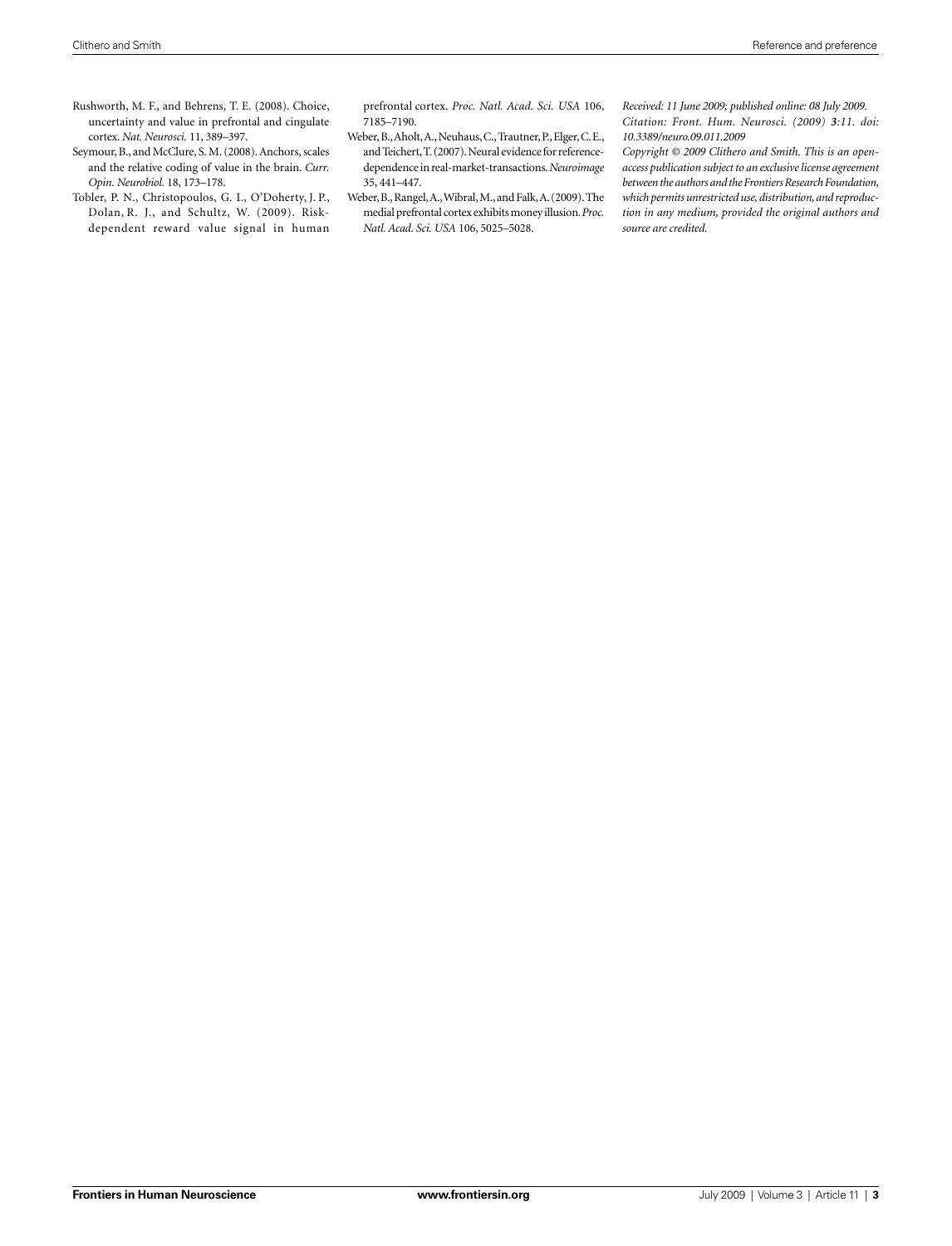Rushworth, M. F., and Behrens, T. E. (2008). Choice, uncertainty and value in prefrontal and cingulate cortex. *Nat. Neurosci.* 11, 389–397.

Seymour, B., and McClure, S. M. (2008). Anchors, scales and the relative coding of value in the brain. *Curr. Opin. Neurobiol.* 18, 173–178.

Tobler, P. N., Christopoulos, G. I., O'Doherty, J. P., Dolan, R. J., and Schultz, W. (2009). Risk-dependent reward value signal in human prefrontal cortex. *Proc. Natl. Acad. Sci. USA* 106, 7185–7190.

Weber, B., Aholt, A., Neuhaus, C., Trautner, P., Elger, C. E., and Teichert, T. (2007). Neural evidence for reference-dependence in real-market-transactions. *Neuroimage* 35, 441–447.

Weber, B., Rangel, A., Wibral, M., and Falk, A. (2009). The medial prefrontal cortex exhibits money illusion. *Proc. Natl. Acad. Sci. USA* 106, 5025–5028.

*Received: 11 June 2009; published online: 08 July 2009.*

*Citation: Front. Hum. Neurosci. (2009) **3**:11. doi: 10.3389/neuro.09.011.2009*

*Copyright © 2009 Clithero and Smith. This is an open-access publication subject to an exclusive license agreement between the authors and the Frontiers Research Foundation, which permits unrestricted use, distribution, and reproduction in any medium, provided the original authors and source are credited.*